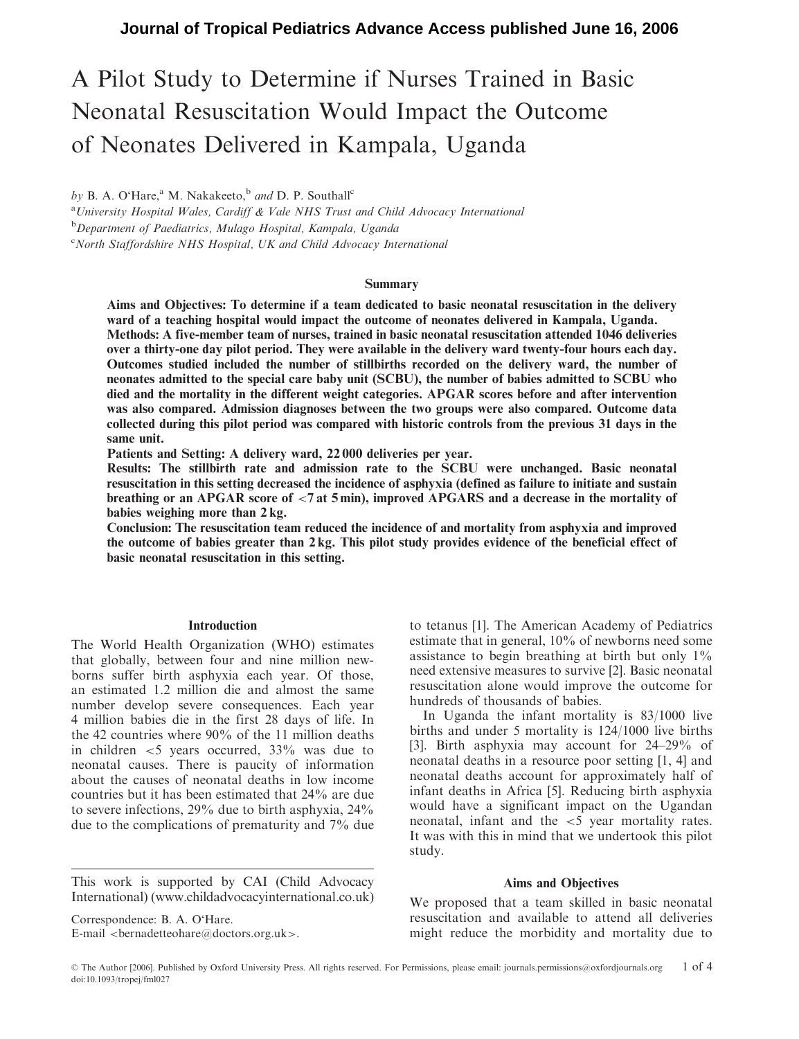# A Pilot Study to Determine if Nurses Trained in Basic Neonatal Resuscitation Would Impact the Outcome of Neonates Delivered in Kampala, Uganda

*by* B. A. O'Hare,[a] M. Nakakeeto,[b] *and* D. P. Southall[c]

[a]*University Hospital Wales, Cardiff & Vale NHS Trust and Child Advocacy International*

[b]*Department of Paediatrics, Mulago Hospital, Kampala, Uganda*

[c]*North Staffordshire NHS Hospital, UK and Child Advocacy International*

## Summary

**Aims and Objectives: To determine if a team dedicated to basic neonatal resuscitation in the delivery ward of a teaching hospital would impact the outcome of neonates delivered in Kampala, Uganda.**

**Methods: A five-member team of nurses, trained in basic neonatal resuscitation attended 1046 deliveries over a thirty-one day pilot period. They were available in the delivery ward twenty-four hours each day. Outcomes studied included the number of stillbirths recorded on the delivery ward, the number of neonates admitted to the special care baby unit (SCBU), the number of babies admitted to SCBU who died and the mortality in the different weight categories. APGAR scores before and after intervention was also compared. Admission diagnoses between the two groups were also compared. Outcome data collected during this pilot period was compared with historic controls from the previous 31 days in the same unit.**

**Patients and Setting: A delivery ward, 22 000 deliveries per year.**

**Results: The stillbirth rate and admission rate to the SCBU were unchanged. Basic neonatal resuscitation in this setting decreased the incidence of asphyxia (defined as failure to initiate and sustain breathing or an APGAR score of <7 at 5 min), improved APGARS and a decrease in the mortality of babies weighing more than 2 kg.**

**Conclusion: The resuscitation team reduced the incidence of and mortality from asphyxia and improved the outcome of babies greater than 2 kg. This pilot study provides evidence of the beneficial effect of basic neonatal resuscitation in this setting.**

## Introduction

The World Health Organization (WHO) estimates that globally, between four and nine million newborns suffer birth asphyxia each year. Of those, an estimated 1.2 million die and almost the same number develop severe consequences. Each year 4 million babies die in the first 28 days of life. In the 42 countries where 90% of the 11 million deaths in children <5 years occurred, 33% was due to neonatal causes. There is paucity of information about the causes of neonatal deaths in low income countries but it has been estimated that 24% are due to severe infections, 29% due to birth asphyxia, 24% due to the complications of prematurity and 7% due to tetanus [1]. The American Academy of Pediatrics estimate that in general, 10% of newborns need some assistance to begin breathing at birth but only 1% need extensive measures to survive [2]. Basic neonatal resuscitation alone would improve the outcome for hundreds of thousands of babies.

In Uganda the infant mortality is 83/1000 live births and under 5 mortality is 124/1000 live births [3]. Birth asphyxia may account for 24–29% of neonatal deaths in a resource poor setting [1, 4] and neonatal deaths account for approximately half of infant deaths in Africa [5]. Reducing birth asphyxia would have a significant impact on the Ugandan neonatal, infant and the <5 year mortality rates. It was with this in mind that we undertook this pilot study.

## Aims and Objectives

We proposed that a team skilled in basic neonatal resuscitation and available to attend all deliveries might reduce the morbidity and mortality due to

---

This work is supported by CAI (Child Advocacy International) (www.childadvocacyinternational.co.uk)

Correspondence: B. A. O'Hare. E-mail <bernadetteohare@doctors.org.uk>.

© The Author [2006]. Published by Oxford University Press. All rights reserved. For Permissions, please email: journals.permissions@oxfordjournals.org
doi:10.1093/tropej/fml027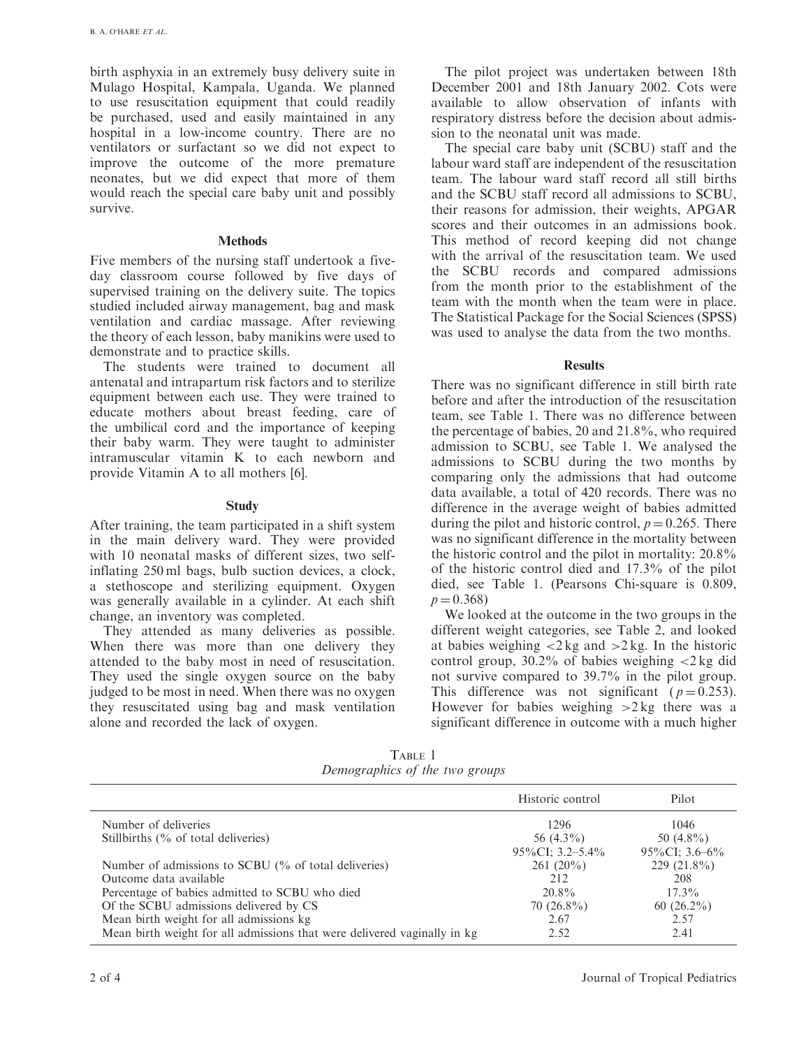birth asphyxia in an extremely busy delivery suite in Mulago Hospital, Kampala, Uganda. We planned to use resuscitation equipment that could readily be purchased, used and easily maintained in any hospital in a low-income country. There are no ventilators or surfactant so we did not expect to improve the outcome of the more premature neonates, but we did expect that more of them would reach the special care baby unit and possibly survive.

## Methods

Five members of the nursing staff undertook a five-day classroom course followed by five days of supervised training on the delivery suite. The topics studied included airway management, bag and mask ventilation and cardiac massage. After reviewing the theory of each lesson, baby manikins were used to demonstrate and to practice skills.

The students were trained to document all antenatal and intrapartum risk factors and to sterilize equipment between each use. They were trained to educate mothers about breast feeding, care of the umbilical cord and the importance of keeping their baby warm. They were taught to administer intramuscular vitamin K to each newborn and provide Vitamin A to all mothers [6].

## Study

After training, the team participated in a shift system in the main delivery ward. They were provided with 10 neonatal masks of different sizes, two self-inflating 250 ml bags, bulb suction devices, a clock, a stethoscope and sterilizing equipment. Oxygen was generally available in a cylinder. At each shift change, an inventory was completed.

They attended as many deliveries as possible. When there was more than one delivery they attended to the baby most in need of resuscitation. They used the single oxygen source on the baby judged to be most in need. When there was no oxygen they resuscitated using bag and mask ventilation alone and recorded the lack of oxygen.

The pilot project was undertaken between 18th December 2001 and 18th January 2002. Cots were available to allow observation of infants with respiratory distress before the decision about admission to the neonatal unit was made.

The special care baby unit (SCBU) staff and the labour ward staff are independent of the resuscitation team. The labour ward staff record all still births and the SCBU staff record all admissions to SCBU, their reasons for admission, their weights, APGAR scores and their outcomes in an admissions book. This method of record keeping did not change with the arrival of the resuscitation team. We used the SCBU records and compared admissions from the month prior to the establishment of the team with the month when the team were in place. The Statistical Package for the Social Sciences (SPSS) was used to analyse the data from the two months.

## Results

There was no significant difference in still birth rate before and after the introduction of the resuscitation team, see Table 1. There was no difference between the percentage of babies, 20 and 21.8%, who required admission to SCBU, see Table 1. We analysed the admissions to SCBU during the two months by comparing only the admissions that had outcome data available, a total of 420 records. There was no difference in the average weight of babies admitted during the pilot and historic control, $p = 0.265$. There was no significant difference in the mortality between the historic control and the pilot in mortality: 20.8% of the historic control died and 17.3% of the pilot died, see Table 1. (Pearsons Chi-square is 0.809, $p = 0.368$)

We looked at the outcome in the two groups in the different weight categories, see Table 2, and looked at babies weighing $<2$ kg and $>2$ kg. In the historic control group, 30.2% of babies weighing $<2$ kg did not survive compared to 39.7% in the pilot group. This difference was not significant ($p = 0.253$). However for babies weighing $>2$ kg there was a significant difference in outcome with a much higher

Table 1
*Demographics of the two groups*

| | Historic control | Pilot |
|---|---|---|
| Number of deliveries | 1296 | 1046 |
| Stillbirths (% of total deliveries) | 56 (4.3%)<br>95%CI; 3.2–5.4% | 50 (4.8%)<br>95%CI; 3.6–6% |
| Number of admissions to SCBU (% of total deliveries) | 261 (20%) | 229 (21.8%) |
| Outcome data available | 212 | 208 |
| Percentage of babies admitted to SCBU who died | 20.8% | 17.3% |
| Of the SCBU admissions delivered by CS | 70 (26.8%) | 60 (26.2%) |
| Mean birth weight for all admissions kg | 2.67 | 2.57 |
| Mean birth weight for all admissions that were delivered vaginally in kg | 2.52 | 2.41 |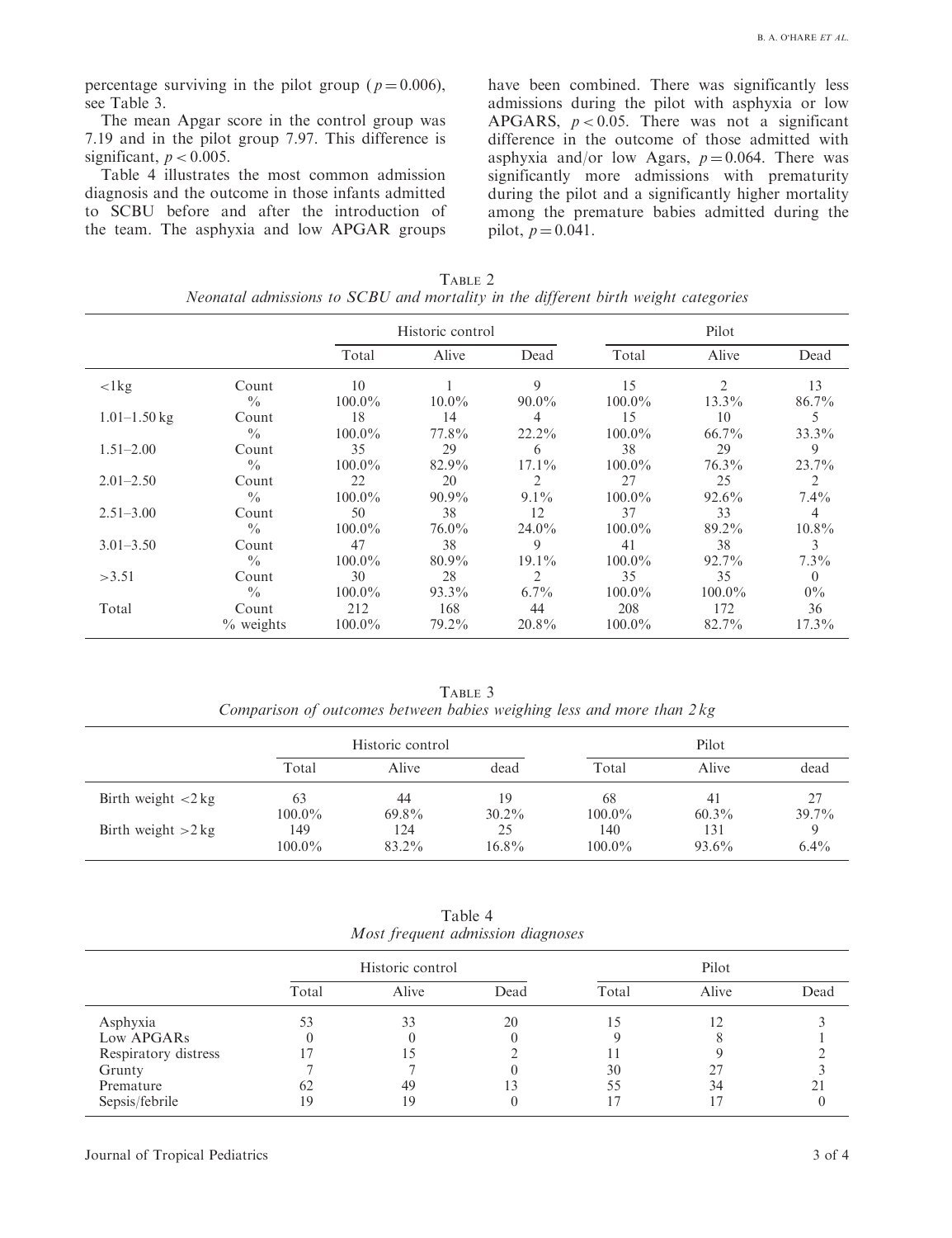percentage surviving in the pilot group ($p = 0.006$), see Table 3.

The mean Apgar score in the control group was 7.19 and in the pilot group 7.97. This difference is significant, $p < 0.005$.

Table 4 illustrates the most common admission diagnosis and the outcome in those infants admitted to SCBU before and after the introduction of the team. The asphyxia and low APGAR groups have been combined. There was significantly less admissions during the pilot with asphyxia or low APGARS, $p < 0.05$. There was not a significant difference in the outcome of those admitted with asphyxia and/or low Agars, $p = 0.064$. There was significantly more admissions with prematurity during the pilot and a significantly higher mortality among the premature babies admitted during the pilot, $p = 0.041$.

Table 2
*Neonatal admissions to SCBU and mortality in the different birth weight categories*

| | | Historic control | | | Pilot | | |
|---|---|---|---|---|---|---|---|
| | | Total | Alive | Dead | Total | Alive | Dead |
| <1kg | Count | 10 | 1 | 9 | 15 | 2 | 13 |
| | % | 100.0% | 10.0% | 90.0% | 100.0% | 13.3% | 86.7% |
| 1.01–1.50 kg | Count | 18 | 14 | 4 | 15 | 10 | 5 |
| | % | 100.0% | 77.8% | 22.2% | 100.0% | 66.7% | 33.3% |
| 1.51–2.00 | Count | 35 | 29 | 6 | 38 | 29 | 9 |
| | % | 100.0% | 82.9% | 17.1% | 100.0% | 76.3% | 23.7% |
| 2.01–2.50 | Count | 22 | 20 | 2 | 27 | 25 | 2 |
| | % | 100.0% | 90.9% | 9.1% | 100.0% | 92.6% | 7.4% |
| 2.51–3.00 | Count | 50 | 38 | 12 | 37 | 33 | 4 |
| | % | 100.0% | 76.0% | 24.0% | 100.0% | 89.2% | 10.8% |
| 3.01–3.50 | Count | 47 | 38 | 9 | 41 | 38 | 3 |
| | % | 100.0% | 80.9% | 19.1% | 100.0% | 92.7% | 7.3% |
| >3.51 | Count | 30 | 28 | 2 | 35 | 35 | 0 |
| | % | 100.0% | 93.3% | 6.7% | 100.0% | 100.0% | 0% |
| Total | Count | 212 | 168 | 44 | 208 | 172 | 36 |
| | % weights | 100.0% | 79.2% | 20.8% | 100.0% | 82.7% | 17.3% |

Table 3
*Comparison of outcomes between babies weighing less and more than 2 kg*

| | Historic control | | | Pilot | | |
|---|---|---|---|---|---|---|
| | Total | Alive | dead | Total | Alive | dead |
| Birth weight <2 kg | 63 | 44 | 19 | 68 | 41 | 27 |
| | 100.0% | 69.8% | 30.2% | 100.0% | 60.3% | 39.7% |
| Birth weight >2 kg | 149 | 124 | 25 | 140 | 131 | 9 |
| | 100.0% | 83.2% | 16.8% | 100.0% | 93.6% | 6.4% |

Table 4
*Most frequent admission diagnoses*

| | Historic control | | | Pilot | | |
|---|---|---|---|---|---|---|
| | Total | Alive | Dead | Total | Alive | Dead |
| Asphyxia | 53 | 33 | 20 | 15 | 12 | 3 |
| Low APGARs | 0 | 0 | 0 | 9 | 8 | 1 |
| Respiratory distress | 17 | 15 | 2 | 11 | 9 | 2 |
| Grunty | 7 | 7 | 0 | 30 | 27 | 3 |
| Premature | 62 | 49 | 13 | 55 | 34 | 21 |
| Sepsis/febrile | 19 | 19 | 0 | 17 | 17 | 0 |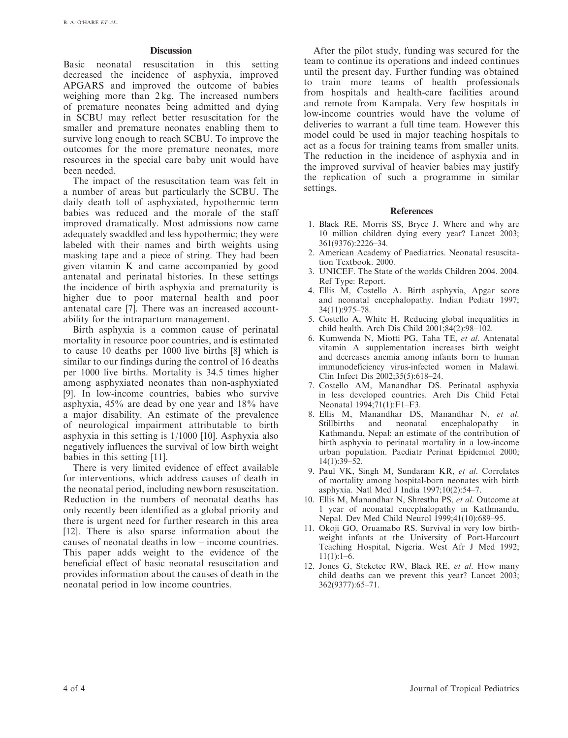## Discussion

Basic neonatal resuscitation in this setting decreased the incidence of asphyxia, improved APGARS and improved the outcome of babies weighing more than 2 kg. The increased numbers of premature neonates being admitted and dying in SCBU may reflect better resuscitation for the smaller and premature neonates enabling them to survive long enough to reach SCBU. To improve the outcomes for the more premature neonates, more resources in the special care baby unit would have been needed.

The impact of the resuscitation team was felt in a number of areas but particularly the SCBU. The daily death toll of asphyxiated, hypothermic term babies was reduced and the morale of the staff improved dramatically. Most admissions now came adequately swaddled and less hypothermic; they were labeled with their names and birth weights using masking tape and a piece of string. They had been given vitamin K and came accompanied by good antenatal and perinatal histories. In these settings the incidence of birth asphyxia and prematurity is higher due to poor maternal health and poor antenatal care [7]. There was an increased accountability for the intrapartum management.

Birth asphyxia is a common cause of perinatal mortality in resource poor countries, and is estimated to cause 10 deaths per 1000 live births [8] which is similar to our findings during the control of 16 deaths per 1000 live births. Mortality is 34.5 times higher among asphyxiated neonates than non-asphyxiated [9]. In low-income countries, babies who survive asphyxia, 45% are dead by one year and 18% have a major disability. An estimate of the prevalence of neurological impairment attributable to birth asphyxia in this setting is 1/1000 [10]. Asphyxia also negatively influences the survival of low birth weight babies in this setting [11].

There is very limited evidence of effect available for interventions, which address causes of death in the neonatal period, including newborn resuscitation. Reduction in the numbers of neonatal deaths has only recently been identified as a global priority and there is urgent need for further research in this area [12]. There is also sparse information about the causes of neonatal deaths in low – income countries. This paper adds weight to the evidence of the beneficial effect of basic neonatal resuscitation and provides information about the causes of death in the neonatal period in low income countries.

After the pilot study, funding was secured for the team to continue its operations and indeed continues until the present day. Further funding was obtained to train more teams of health professionals from hospitals and health-care facilities around and remote from Kampala. Very few hospitals in low-income countries would have the volume of deliveries to warrant a full time team. However this model could be used in major teaching hospitals to act as a focus for training teams from smaller units. The reduction in the incidence of asphyxia and in the improved survival of heavier babies may justify the replication of such a programme in similar settings.

## References

1. Black RE, Morris SS, Bryce J. Where and why are 10 million children dying every year? Lancet 2003; 361(9376):2226–34.
2. American Academy of Paediatrics. Neonatal resuscitation Textbook. 2000.
3. UNICEF. The State of the worlds Children 2004. 2004. Ref Type: Report.
4. Ellis M, Costello A. Birth asphyxia, Apgar score and neonatal encephalopathy. Indian Pediatr 1997; 34(11):975–78.
5. Costello A, White H. Reducing global inequalities in child health. Arch Dis Child 2001;84(2):98–102.
6. Kumwenda N, Miotti PG, Taha TE, *et al*. Antenatal vitamin A supplementation increases birth weight and decreases anemia among infants born to human immunodeficiency virus-infected women in Malawi. Clin Infect Dis 2002;35(5):618–24.
7. Costello AM, Manandhar DS. Perinatal asphyxia in less developed countries. Arch Dis Child Fetal Neonatal 1994;71(1):F1–F3.
8. Ellis M, Manandhar DS, Manandhar N, *et al*. Stillbirths and neonatal encephalopathy in Kathmandu, Nepal: an estimate of the contribution of birth asphyxia to perinatal mortality in a low-income urban population. Paediatr Perinat Epidemiol 2000; 14(1):39–52.
9. Paul VK, Singh M, Sundaram KR, *et al*. Correlates of mortality among hospital-born neonates with birth asphyxia. Natl Med J India 1997;10(2):54–7.
10. Ellis M, Manandhar N, Shrestha PS, *et al*. Outcome at 1 year of neonatal encephalopathy in Kathmandu, Nepal. Dev Med Child Neurol 1999;41(10):689–95.
11. Okoji GO, Oruamabo RS. Survival in very low birth-weight infants at the University of Port-Harcourt Teaching Hospital, Nigeria. West Afr J Med 1992; 11(1):1–6.
12. Jones G, Steketee RW, Black RE, *et al*. How many child deaths can we prevent this year? Lancet 2003; 362(9377):65–71.